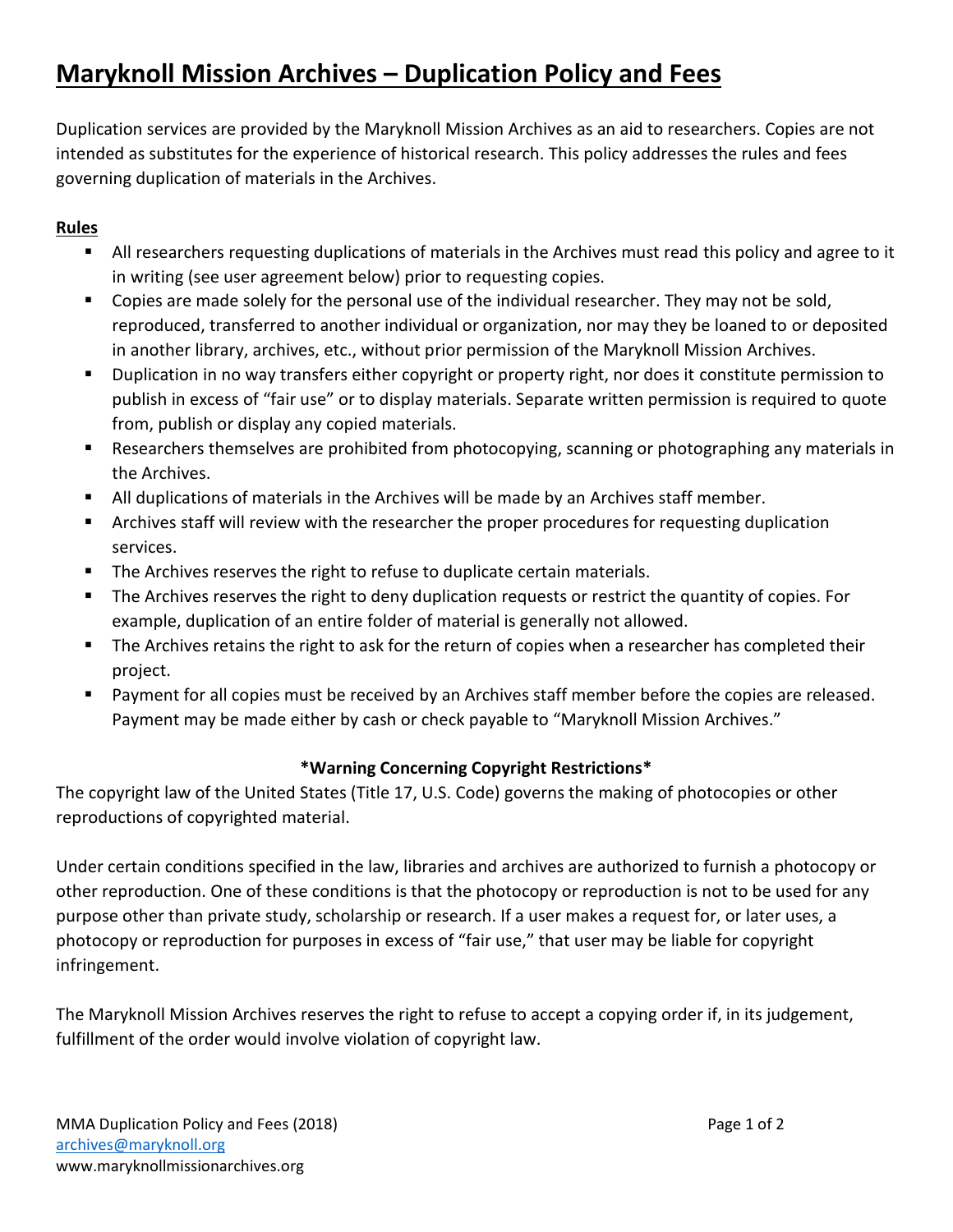# Maryknoll Mission Archives – Duplication Policy and Fees

Duplication services are provided by the Maryknoll Mission Archives as an aid to researchers. Copies are not intended as substitutes for the experience of historical research. This policy addresses the rules and fees governing duplication of materials in the Archives.

## Rules

- All researchers requesting duplications of materials in the Archives must read this policy and agree to it in writing (see user agreement below) prior to requesting copies.
- Copies are made solely for the personal use of the individual researcher. They may not be sold, reproduced, transferred to another individual or organization, nor may they be loaned to or deposited in another library, archives, etc., without prior permission of the Maryknoll Mission Archives.
- Duplication in no way transfers either copyright or property right, nor does it constitute permission to publish in excess of "fair use" or to display materials. Separate written permission is required to quote from, publish or display any copied materials.
- Researchers themselves are prohibited from photocopying, scanning or photographing any materials in the Archives.
- All duplications of materials in the Archives will be made by an Archives staff member.
- Archives staff will review with the researcher the proper procedures for requesting duplication services.
- The Archives reserves the right to refuse to duplicate certain materials.
- The Archives reserves the right to deny duplication requests or restrict the quantity of copies. For example, duplication of an entire folder of material is generally not allowed.
- The Archives retains the right to ask for the return of copies when a researcher has completed their project.
- Payment for all copies must be received by an Archives staff member before the copies are released. Payment may be made either by cash or check payable to "Maryknoll Mission Archives."

**\*Warning Concerning Copyright Restrictions\***

The copyright law of the United States (Title 17, U.S. Code) governs the making of photocopies or other reproductions of copyrighted material.

Under certain conditions specified in the law, libraries and archives are authorized to furnish a photocopy or other reproduction. One of these conditions is that the photocopy or reproduction is not to be used for any purpose other than private study, scholarship or research. If a user makes a request for, or later uses, a photocopy or reproduction for purposes in excess of "fair use," that user may be liable for copyright infringement.

The Maryknoll Mission Archives reserves the right to refuse to accept a copying order if, in its judgement, fulfillment of the order would involve violation of copyright law.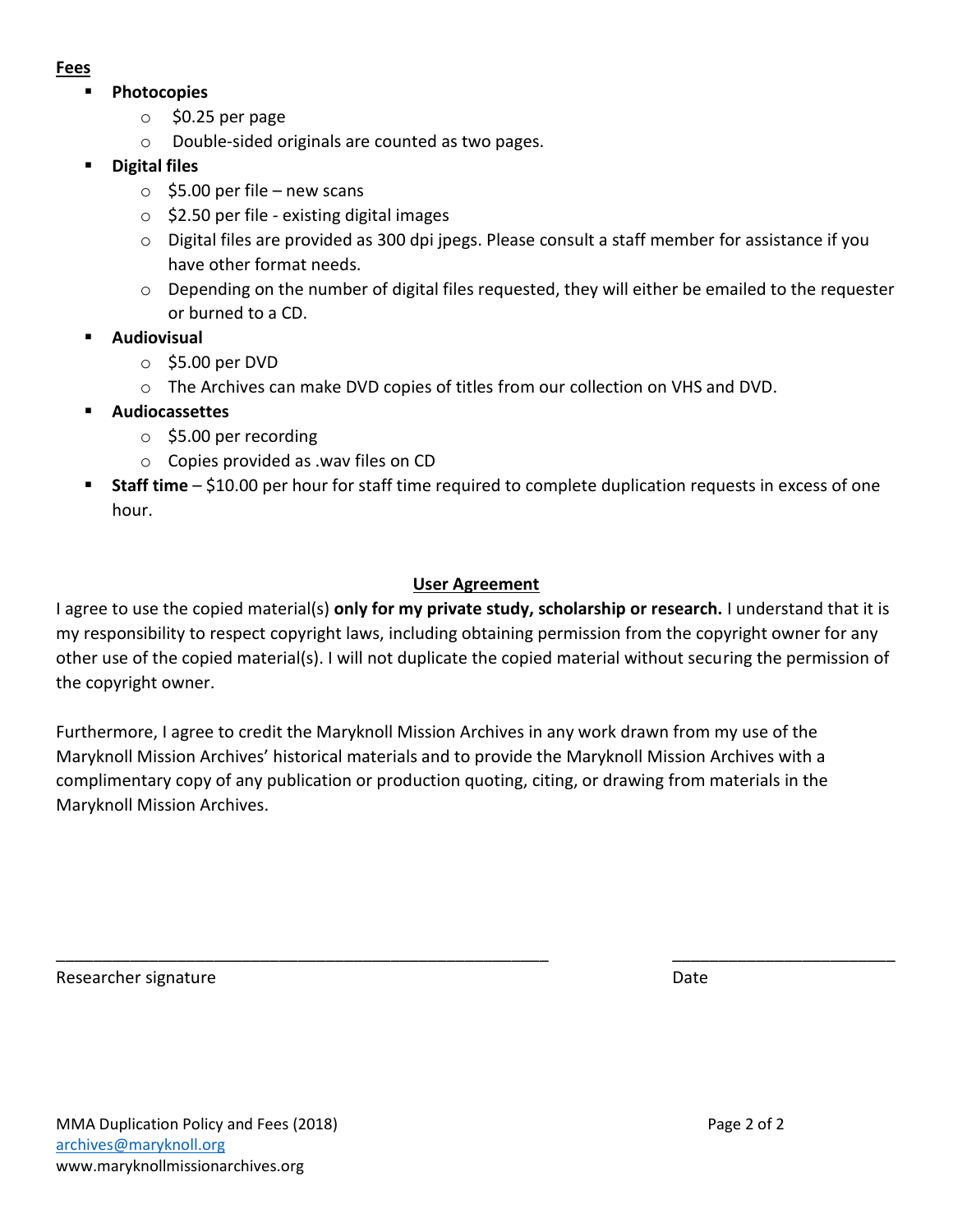**Fees**

- **Photocopies**
  - $0.25 per page
  - Double-sided originals are counted as two pages.
- **Digital files**
  - $5.00 per file – new scans
  - $2.50 per file - existing digital images
  - Digital files are provided as 300 dpi jpegs. Please consult a staff member for assistance if you have other format needs.
  - Depending on the number of digital files requested, they will either be emailed to the requester or burned to a CD.
- **Audiovisual**
  - $5.00 per DVD
  - The Archives can make DVD copies of titles from our collection on VHS and DVD.
- **Audiocassettes**
  - $5.00 per recording
  - Copies provided as .wav files on CD
- **Staff time** – $10.00 per hour for staff time required to complete duplication requests in excess of one hour.

**User Agreement**

I agree to use the copied material(s) **only for my private study, scholarship or research.** I understand that it is my responsibility to respect copyright laws, including obtaining permission from the copyright owner for any other use of the copied material(s). I will not duplicate the copied material without securing the permission of the copyright owner.

Furthermore, I agree to credit the Maryknoll Mission Archives in any work drawn from my use of the Maryknoll Mission Archives' historical materials and to provide the Maryknoll Mission Archives with a complimentary copy of any publication or production quoting, citing, or drawing from materials in the Maryknoll Mission Archives.

_______________________________________________________ ________________________

Researcher signature Date

MMA Duplication Policy and Fees (2018)
archives@maryknoll.org
www.maryknollmissionarchives.org